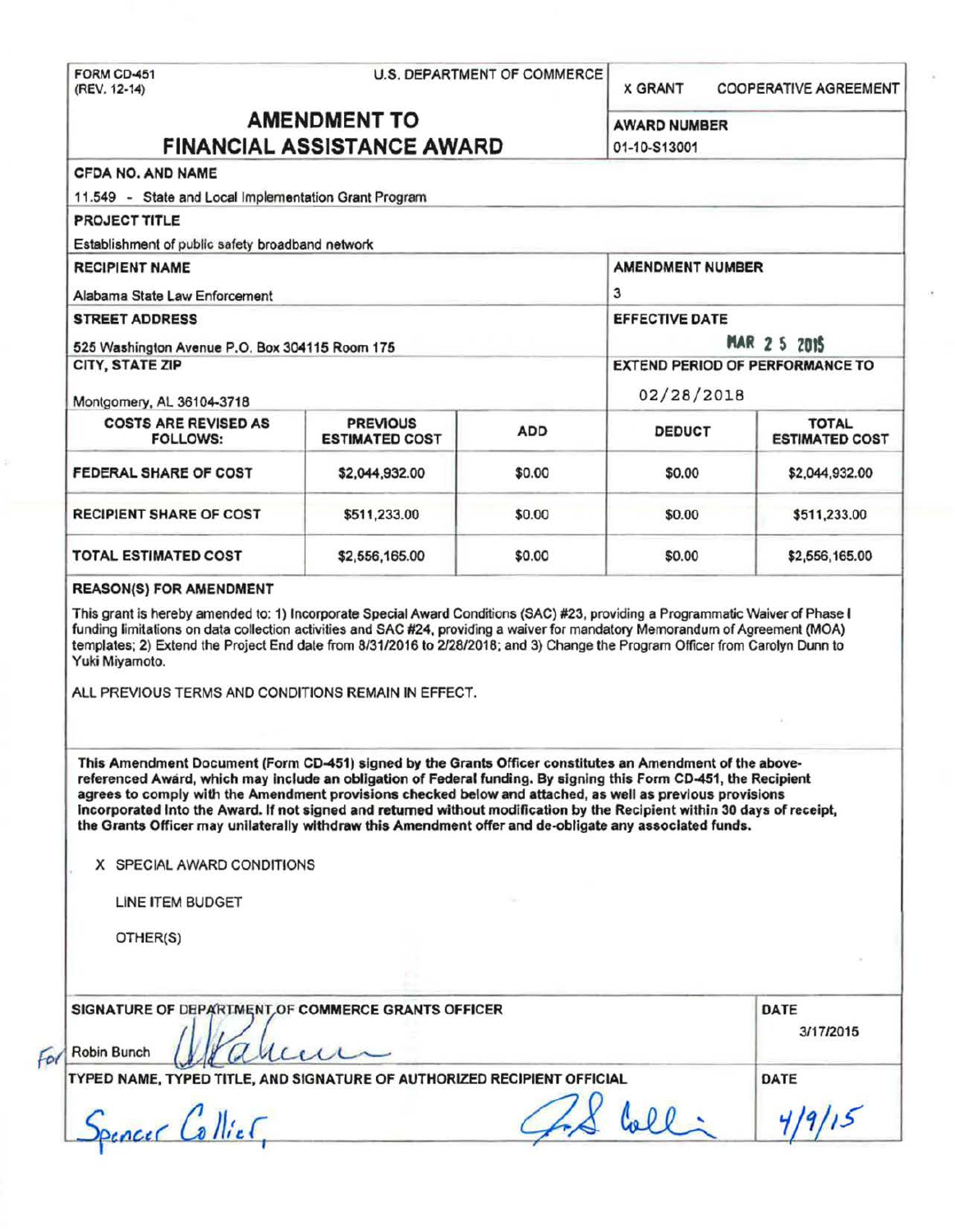FORM CD-451
(REV. 12-14)

U.S. DEPARTMENT OF COMMERCE

X GRANT    COOPERATIVE AGREEMENT

# AMENDMENT TO FINANCIAL ASSISTANCE AWARD

**AWARD NUMBER**
01-10-S13001

**CFDA NO. AND NAME**
11.549 - State and Local Implementation Grant Program

**PROJECT TITLE**
Establishment of public safety broadband network

**RECIPIENT NAME**
Alabama State Law Enforcement

**AMENDMENT NUMBER**
3

**STREET ADDRESS**
525 Washington Avenue P.O. Box 304115 Room 175

**EFFECTIVE DATE**
MAR 25 2015

**CITY, STATE ZIP**
Montgomery, AL 36104-3718

**EXTEND PERIOD OF PERFORMANCE TO**
02/28/2018

| COSTS ARE REVISED AS FOLLOWS: | PREVIOUS ESTIMATED COST | ADD | DEDUCT | TOTAL ESTIMATED COST |
|---|---|---|---|---|
| FEDERAL SHARE OF COST | $2,044,932.00 | $0.00 | $0.00 | $2,044,932.00 |
| RECIPIENT SHARE OF COST | $511,233.00 | $0.00 | $0.00 | $511,233.00 |
| TOTAL ESTIMATED COST | $2,556,165.00 | $0.00 | $0.00 | $2,556,165.00 |

**REASON(S) FOR AMENDMENT**

This grant is hereby amended to: 1) Incorporate Special Award Conditions (SAC) #23, providing a Programmatic Waiver of Phase I funding limitations on data collection activities and SAC #24, providing a waiver for mandatory Memorandum of Agreement (MOA) templates; 2) Extend the Project End date from 8/31/2016 to 2/28/2018; and 3) Change the Program Officer from Carolyn Dunn to Yuki Miyamoto.

ALL PREVIOUS TERMS AND CONDITIONS REMAIN IN EFFECT.

**This Amendment Document (Form CD-451) signed by the Grants Officer constitutes an Amendment of the above-referenced Award, which may include an obligation of Federal funding. By signing this Form CD-451, the Recipient agrees to comply with the Amendment provisions checked below and attached, as well as previous provisions incorporated Into the Award. If not signed and returned without modification by the Recipient within 30 days of receipt, the Grants Officer may unilaterally withdraw this Amendment offer and de-obligate any associated funds.**

X SPECIAL AWARD CONDITIONS

LINE ITEM BUDGET

OTHER(S)

**SIGNATURE OF DEPARTMENT OF COMMERCE GRANTS OFFICER**
For Robin Bunch

**DATE**
3/17/2015

**TYPED NAME, TYPED TITLE, AND SIGNATURE OF AUTHORIZED RECIPIENT OFFICIAL**
Spencer Collier,

**DATE**
4/9/15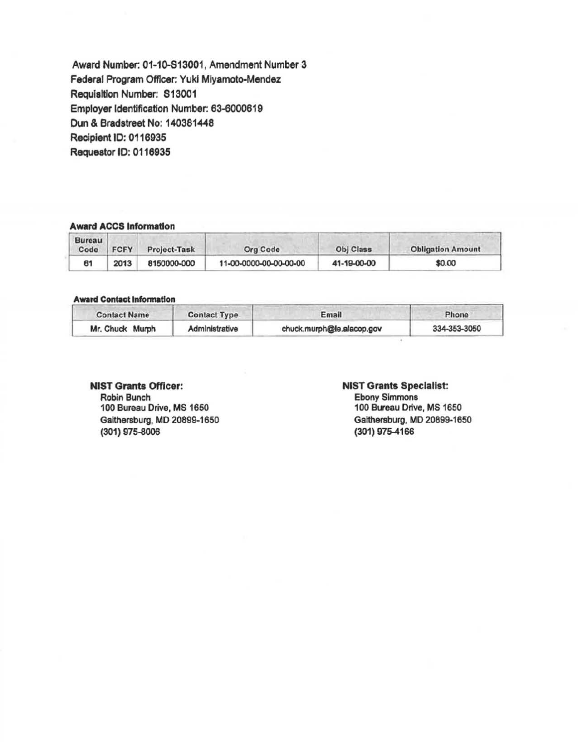Award Number: 01-10-S13001, Amendment Number 3
Federal Program Officer: Yuki Miyamoto-Mendez
Requisition Number: S13001
Employer Identification Number: 63-6000619
Dun & Bradstreet No: 140361448
Recipient ID: 0116935
Requestor ID: 0116935

**Award ACCS Information**

| Bureau Code | FCFY | Project-Task | Org Code | Obj Class | Obligation Amount |
|---|---|---|---|---|---|
| 61 | 2013 | 8150000-000 | 11-00-0000-00-00-00-00 | 41-19-00-00 | $0.00 |

**Award Contact Information**

| Contact Name | Contact Type | Email | Phone |
|---|---|---|---|
| Mr. Chuck Murph | Administrative | chuck.murph@la.alacop.gov | 334-353-3050 |

**NIST Grants Officer:**
Robin Bunch
100 Bureau Drive, MS 1650
Gaithersburg, MD 20899-1650
(301) 975-8006

**NIST Grants Specialist:**
Ebony Simmons
100 Bureau Drive, MS 1650
Gaithersburg, MD 20899-1650
(301) 975-4166